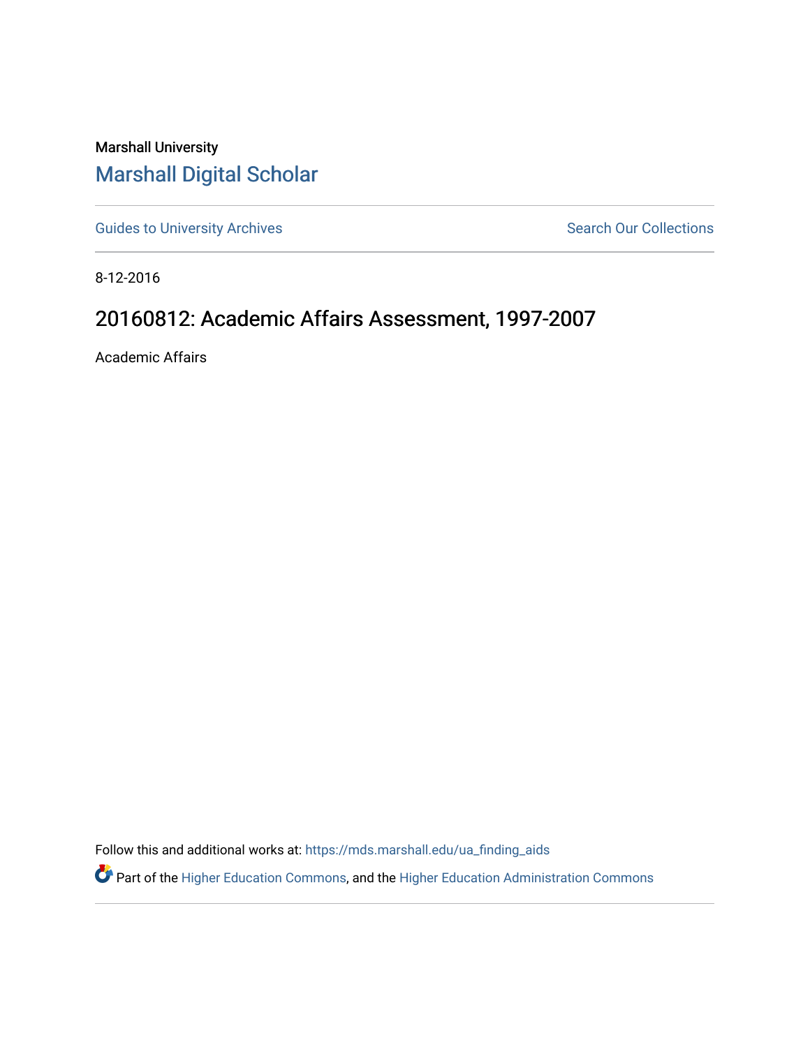Marshall University

# Marshall Digital Scholar

Guides to University Archives

Search Our Collections

8-12-2016

## 20160812: Academic Affairs Assessment, 1997-2007

Academic Affairs

Follow this and additional works at: https://mds.marshall.edu/ua_finding_aids

Part of the Higher Education Commons, and the Higher Education Administration Commons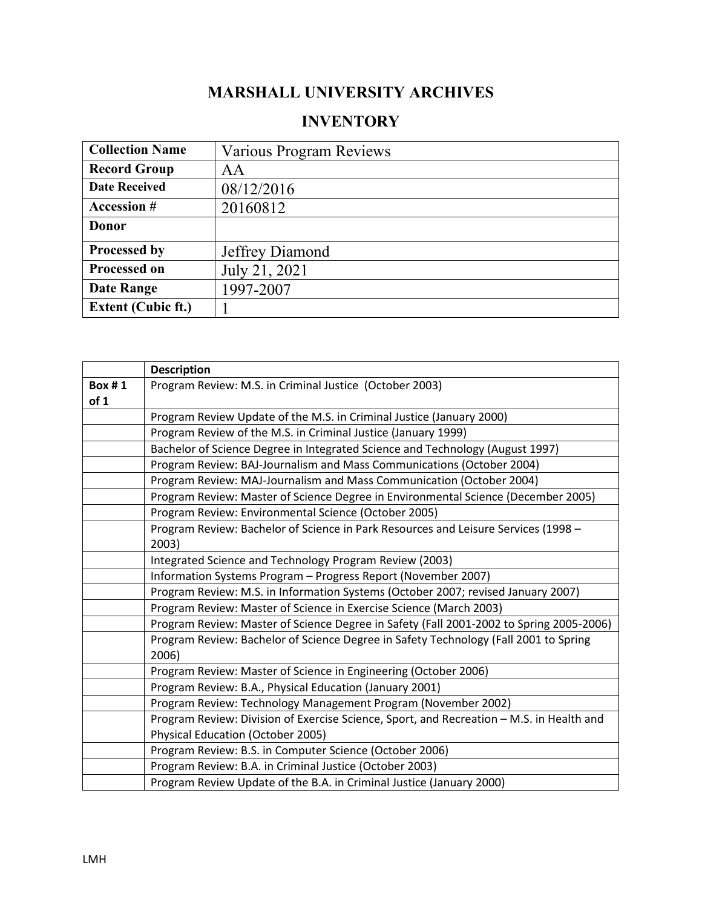# MARSHALL UNIVERSITY ARCHIVES

## INVENTORY

| | |
|---|---|
| **Collection Name** | Various Program Reviews |
| **Record Group** | AA |
| **Date Received** | 08/12/2016 |
| **Accession #** | 20160812 |
| **Donor** | |
| **Processed by** | Jeffrey Diamond |
| **Processed on** | July 21, 2021 |
| **Date Range** | 1997-2007 |
| **Extent (Cubic ft.)** | 1 |

| | **Description** |
|---|---|
| **Box # 1 of 1** | Program Review: M.S. in Criminal Justice (October 2003) |
| | Program Review Update of the M.S. in Criminal Justice (January 2000) |
| | Program Review of the M.S. in Criminal Justice (January 1999) |
| | Bachelor of Science Degree in Integrated Science and Technology (August 1997) |
| | Program Review: BAJ-Journalism and Mass Communications (October 2004) |
| | Program Review: MAJ-Journalism and Mass Communication (October 2004) |
| | Program Review: Master of Science Degree in Environmental Science (December 2005) |
| | Program Review: Environmental Science (October 2005) |
| | Program Review: Bachelor of Science in Park Resources and Leisure Services (1998 – 2003) |
| | Integrated Science and Technology Program Review (2003) |
| | Information Systems Program – Progress Report (November 2007) |
| | Program Review: M.S. in Information Systems (October 2007; revised January 2007) |
| | Program Review: Master of Science in Exercise Science (March 2003) |
| | Program Review: Master of Science Degree in Safety (Fall 2001-2002 to Spring 2005-2006) |
| | Program Review: Bachelor of Science Degree in Safety Technology (Fall 2001 to Spring 2006) |
| | Program Review: Master of Science in Engineering (October 2006) |
| | Program Review: B.A., Physical Education (January 2001) |
| | Program Review: Technology Management Program (November 2002) |
| | Program Review: Division of Exercise Science, Sport, and Recreation – M.S. in Health and Physical Education (October 2005) |
| | Program Review: B.S. in Computer Science (October 2006) |
| | Program Review: B.A. in Criminal Justice (October 2003) |
| | Program Review Update of the B.A. in Criminal Justice (January 2000) |

LMH